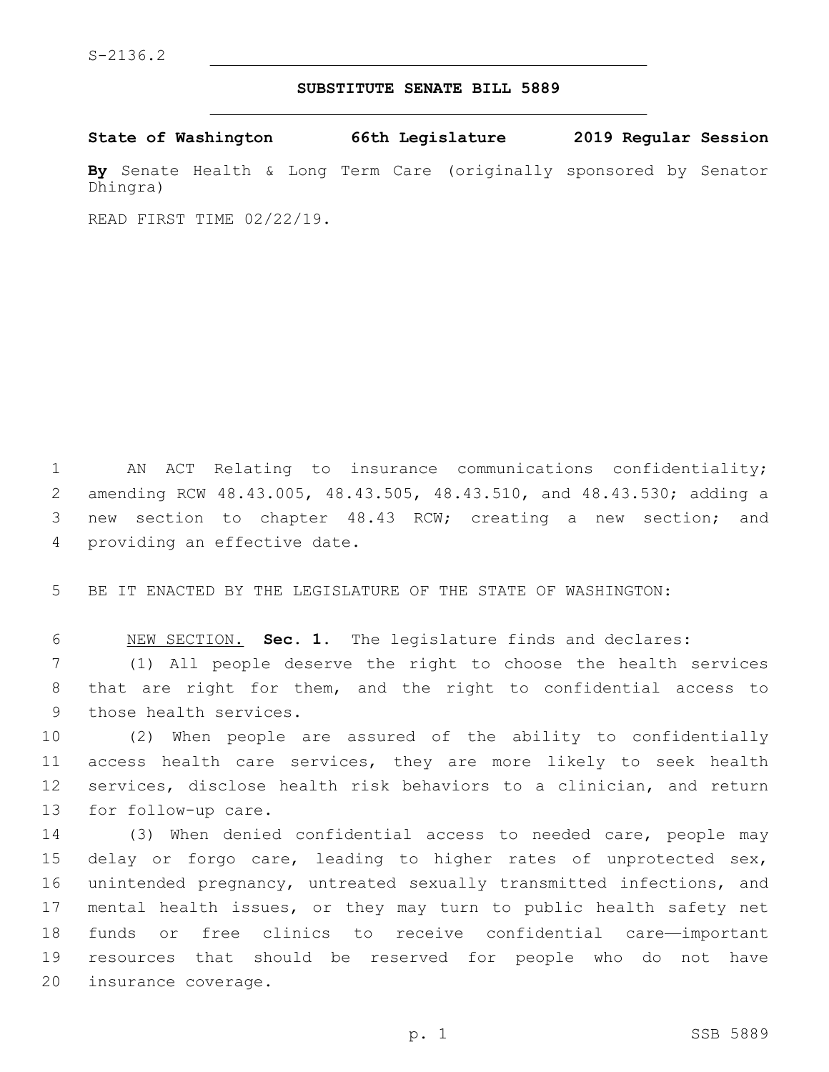S-2136.2

# SUBSTITUTE SENATE BILL 5889

**State of Washington 66th Legislature 2019 Regular Session**

**By** Senate Health & Long Term Care (originally sponsored by Senator Dhingra)

READ FIRST TIME 02/22/19.

AN ACT Relating to insurance communications confidentiality; amending RCW 48.43.005, 48.43.505, 48.43.510, and 48.43.530; adding a new section to chapter 48.43 RCW; creating a new section; and providing an effective date.

BE IT ENACTED BY THE LEGISLATURE OF THE STATE OF WASHINGTON:

NEW SECTION. **Sec. 1.** The legislature finds and declares:

(1) All people deserve the right to choose the health services that are right for them, and the right to confidential access to those health services.

(2) When people are assured of the ability to confidentially access health care services, they are more likely to seek health services, disclose health risk behaviors to a clinician, and return for follow-up care.

(3) When denied confidential access to needed care, people may delay or forgo care, leading to higher rates of unprotected sex, unintended pregnancy, untreated sexually transmitted infections, and mental health issues, or they may turn to public health safety net funds or free clinics to receive confidential care—important resources that should be reserved for people who do not have insurance coverage.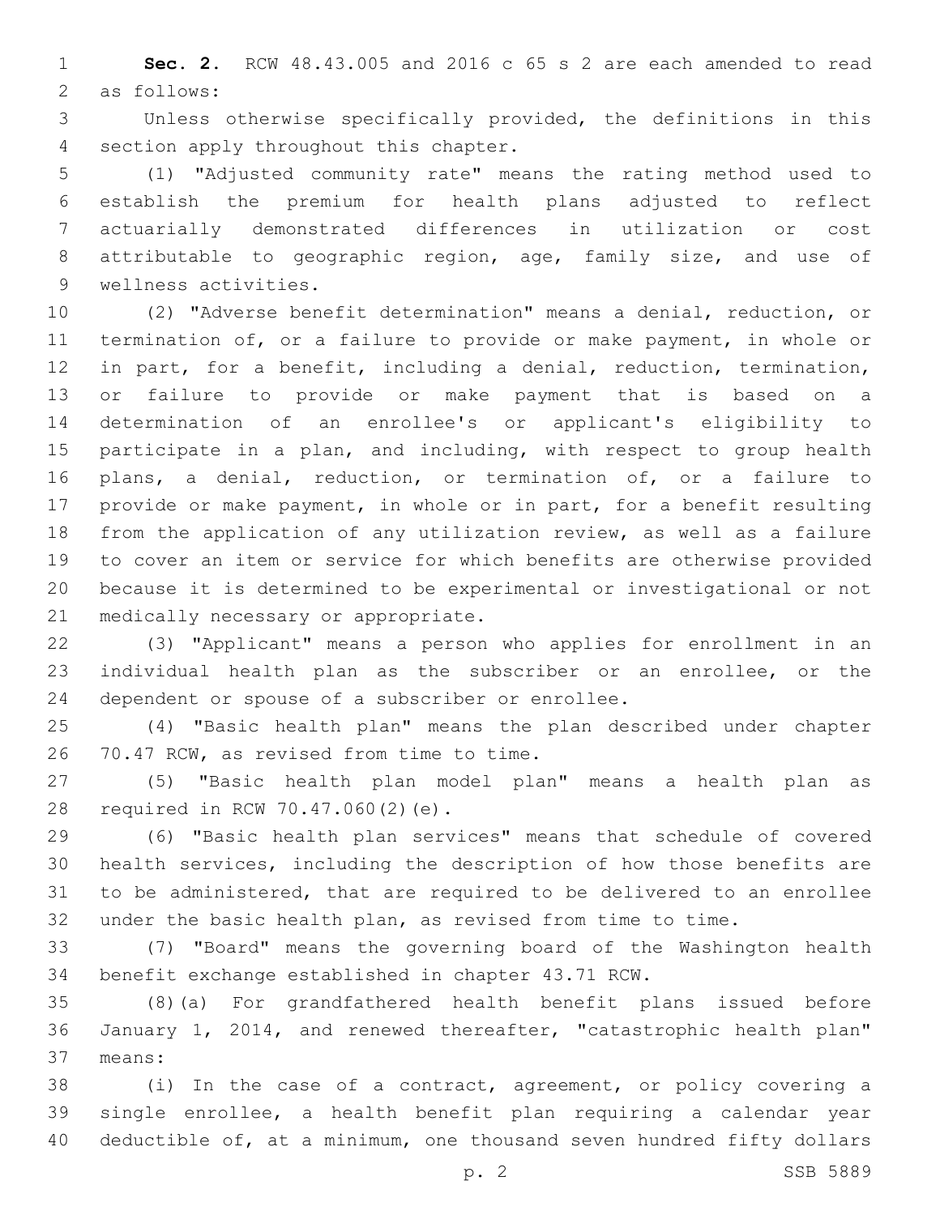**Sec. 2.** RCW 48.43.005 and 2016 c 65 s 2 are each amended to read as follows:

Unless otherwise specifically provided, the definitions in this section apply throughout this chapter.

(1) "Adjusted community rate" means the rating method used to establish the premium for health plans adjusted to reflect actuarially demonstrated differences in utilization or cost attributable to geographic region, age, family size, and use of wellness activities.

(2) "Adverse benefit determination" means a denial, reduction, or termination of, or a failure to provide or make payment, in whole or in part, for a benefit, including a denial, reduction, termination, or failure to provide or make payment that is based on a determination of an enrollee's or applicant's eligibility to participate in a plan, and including, with respect to group health plans, a denial, reduction, or termination of, or a failure to provide or make payment, in whole or in part, for a benefit resulting from the application of any utilization review, as well as a failure to cover an item or service for which benefits are otherwise provided because it is determined to be experimental or investigational or not medically necessary or appropriate.

(3) "Applicant" means a person who applies for enrollment in an individual health plan as the subscriber or an enrollee, or the dependent or spouse of a subscriber or enrollee.

(4) "Basic health plan" means the plan described under chapter 70.47 RCW, as revised from time to time.

(5) "Basic health plan model plan" means a health plan as required in RCW 70.47.060(2)(e).

(6) "Basic health plan services" means that schedule of covered health services, including the description of how those benefits are to be administered, that are required to be delivered to an enrollee under the basic health plan, as revised from time to time.

(7) "Board" means the governing board of the Washington health benefit exchange established in chapter 43.71 RCW.

(8)(a) For grandfathered health benefit plans issued before January 1, 2014, and renewed thereafter, "catastrophic health plan" means:

(i) In the case of a contract, agreement, or policy covering a single enrollee, a health benefit plan requiring a calendar year deductible of, at a minimum, one thousand seven hundred fifty dollars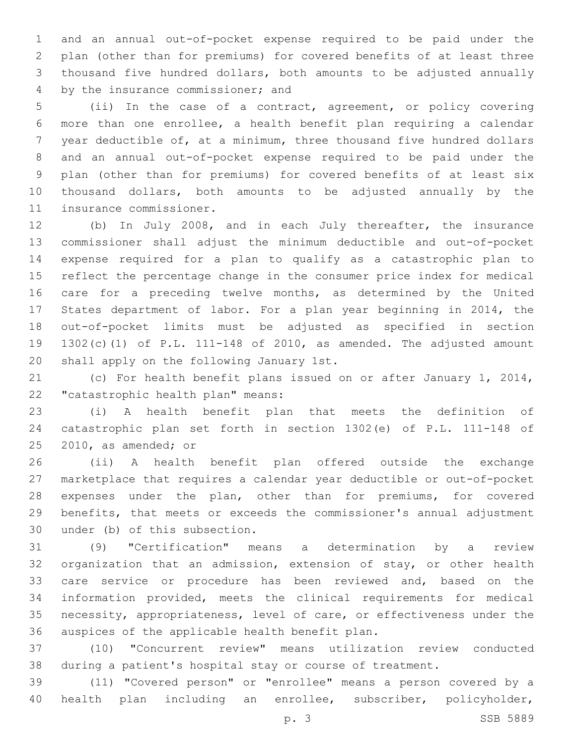and an annual out-of-pocket expense required to be paid under the plan (other than for premiums) for covered benefits of at least three thousand five hundred dollars, both amounts to be adjusted annually by the insurance commissioner; and

(ii) In the case of a contract, agreement, or policy covering more than one enrollee, a health benefit plan requiring a calendar year deductible of, at a minimum, three thousand five hundred dollars and an annual out-of-pocket expense required to be paid under the plan (other than for premiums) for covered benefits of at least six thousand dollars, both amounts to be adjusted annually by the insurance commissioner.

(b) In July 2008, and in each July thereafter, the insurance commissioner shall adjust the minimum deductible and out-of-pocket expense required for a plan to qualify as a catastrophic plan to reflect the percentage change in the consumer price index for medical care for a preceding twelve months, as determined by the United States department of labor. For a plan year beginning in 2014, the out-of-pocket limits must be adjusted as specified in section 1302(c)(1) of P.L. 111-148 of 2010, as amended. The adjusted amount shall apply on the following January 1st.

(c) For health benefit plans issued on or after January 1, 2014, "catastrophic health plan" means:

(i) A health benefit plan that meets the definition of catastrophic plan set forth in section 1302(e) of P.L. 111-148 of 2010, as amended; or

(ii) A health benefit plan offered outside the exchange marketplace that requires a calendar year deductible or out-of-pocket expenses under the plan, other than for premiums, for covered benefits, that meets or exceeds the commissioner's annual adjustment under (b) of this subsection.

(9) "Certification" means a determination by a review organization that an admission, extension of stay, or other health care service or procedure has been reviewed and, based on the information provided, meets the clinical requirements for medical necessity, appropriateness, level of care, or effectiveness under the auspices of the applicable health benefit plan.

(10) "Concurrent review" means utilization review conducted during a patient's hospital stay or course of treatment.

(11) "Covered person" or "enrollee" means a person covered by a health plan including an enrollee, subscriber, policyholder,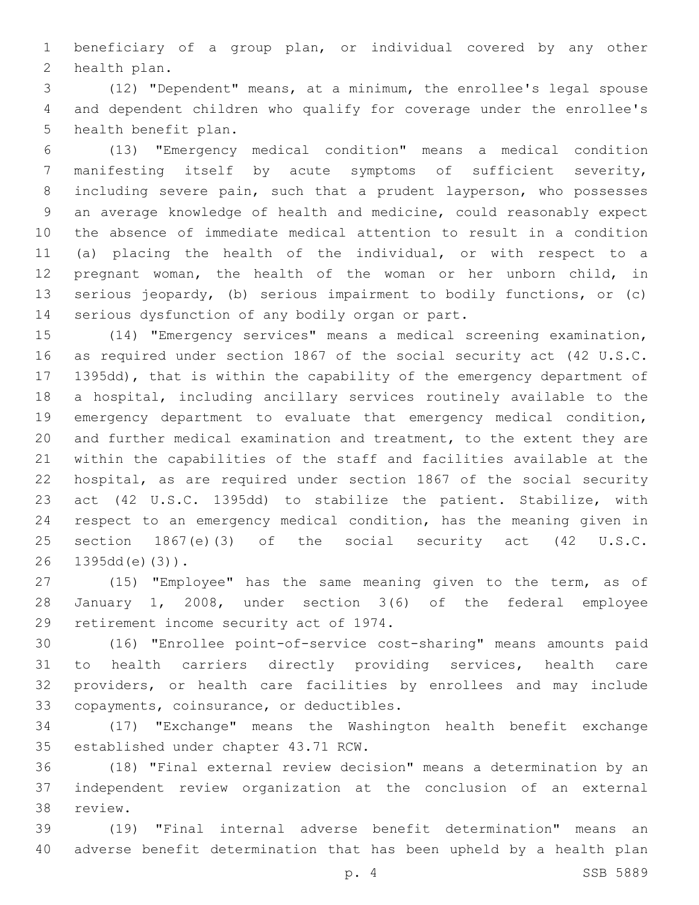beneficiary of a group plan, or individual covered by any other health plan.

(12) "Dependent" means, at a minimum, the enrollee's legal spouse and dependent children who qualify for coverage under the enrollee's health benefit plan.

(13) "Emergency medical condition" means a medical condition manifesting itself by acute symptoms of sufficient severity, including severe pain, such that a prudent layperson, who possesses an average knowledge of health and medicine, could reasonably expect the absence of immediate medical attention to result in a condition (a) placing the health of the individual, or with respect to a pregnant woman, the health of the woman or her unborn child, in serious jeopardy, (b) serious impairment to bodily functions, or (c) serious dysfunction of any bodily organ or part.

(14) "Emergency services" means a medical screening examination, as required under section 1867 of the social security act (42 U.S.C. 1395dd), that is within the capability of the emergency department of a hospital, including ancillary services routinely available to the emergency department to evaluate that emergency medical condition, and further medical examination and treatment, to the extent they are within the capabilities of the staff and facilities available at the hospital, as are required under section 1867 of the social security act (42 U.S.C. 1395dd) to stabilize the patient. Stabilize, with respect to an emergency medical condition, has the meaning given in section 1867(e)(3) of the social security act (42 U.S.C. 1395dd(e)(3)).

(15) "Employee" has the same meaning given to the term, as of January 1, 2008, under section 3(6) of the federal employee retirement income security act of 1974.

(16) "Enrollee point-of-service cost-sharing" means amounts paid to health carriers directly providing services, health care providers, or health care facilities by enrollees and may include copayments, coinsurance, or deductibles.

(17) "Exchange" means the Washington health benefit exchange established under chapter 43.71 RCW.

(18) "Final external review decision" means a determination by an independent review organization at the conclusion of an external review.

(19) "Final internal adverse benefit determination" means an adverse benefit determination that has been upheld by a health plan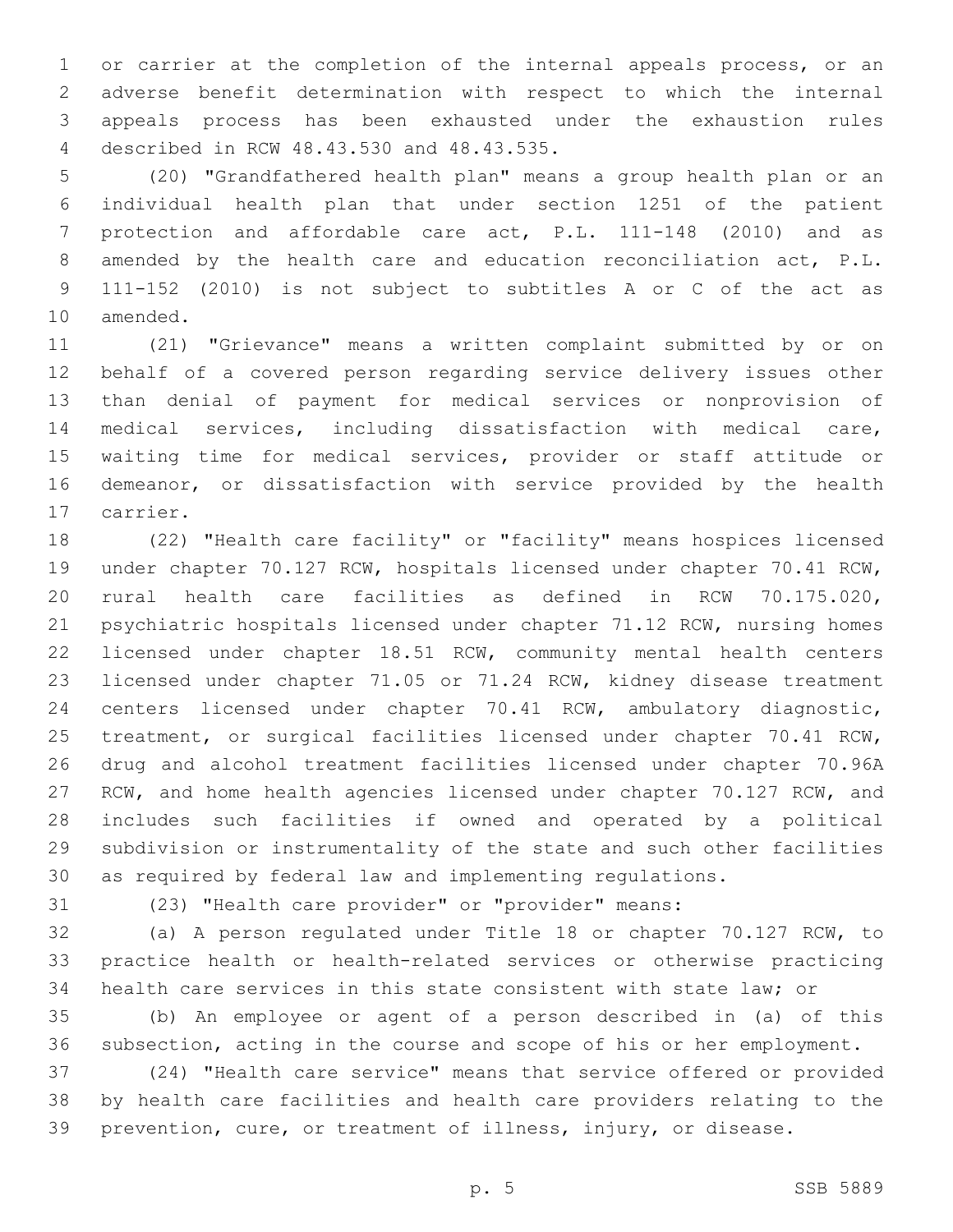or carrier at the completion of the internal appeals process, or an adverse benefit determination with respect to which the internal appeals process has been exhausted under the exhaustion rules described in RCW 48.43.530 and 48.43.535.

(20) "Grandfathered health plan" means a group health plan or an individual health plan that under section 1251 of the patient protection and affordable care act, P.L. 111-148 (2010) and as amended by the health care and education reconciliation act, P.L. 111-152 (2010) is not subject to subtitles A or C of the act as amended.

(21) "Grievance" means a written complaint submitted by or on behalf of a covered person regarding service delivery issues other than denial of payment for medical services or nonprovision of medical services, including dissatisfaction with medical care, waiting time for medical services, provider or staff attitude or demeanor, or dissatisfaction with service provided by the health carrier.

(22) "Health care facility" or "facility" means hospices licensed under chapter 70.127 RCW, hospitals licensed under chapter 70.41 RCW, rural health care facilities as defined in RCW 70.175.020, psychiatric hospitals licensed under chapter 71.12 RCW, nursing homes licensed under chapter 18.51 RCW, community mental health centers licensed under chapter 71.05 or 71.24 RCW, kidney disease treatment centers licensed under chapter 70.41 RCW, ambulatory diagnostic, treatment, or surgical facilities licensed under chapter 70.41 RCW, drug and alcohol treatment facilities licensed under chapter 70.96A RCW, and home health agencies licensed under chapter 70.127 RCW, and includes such facilities if owned and operated by a political subdivision or instrumentality of the state and such other facilities as required by federal law and implementing regulations.

(23) "Health care provider" or "provider" means:

(a) A person regulated under Title 18 or chapter 70.127 RCW, to practice health or health-related services or otherwise practicing health care services in this state consistent with state law; or

(b) An employee or agent of a person described in (a) of this subsection, acting in the course and scope of his or her employment.

(24) "Health care service" means that service offered or provided by health care facilities and health care providers relating to the prevention, cure, or treatment of illness, injury, or disease.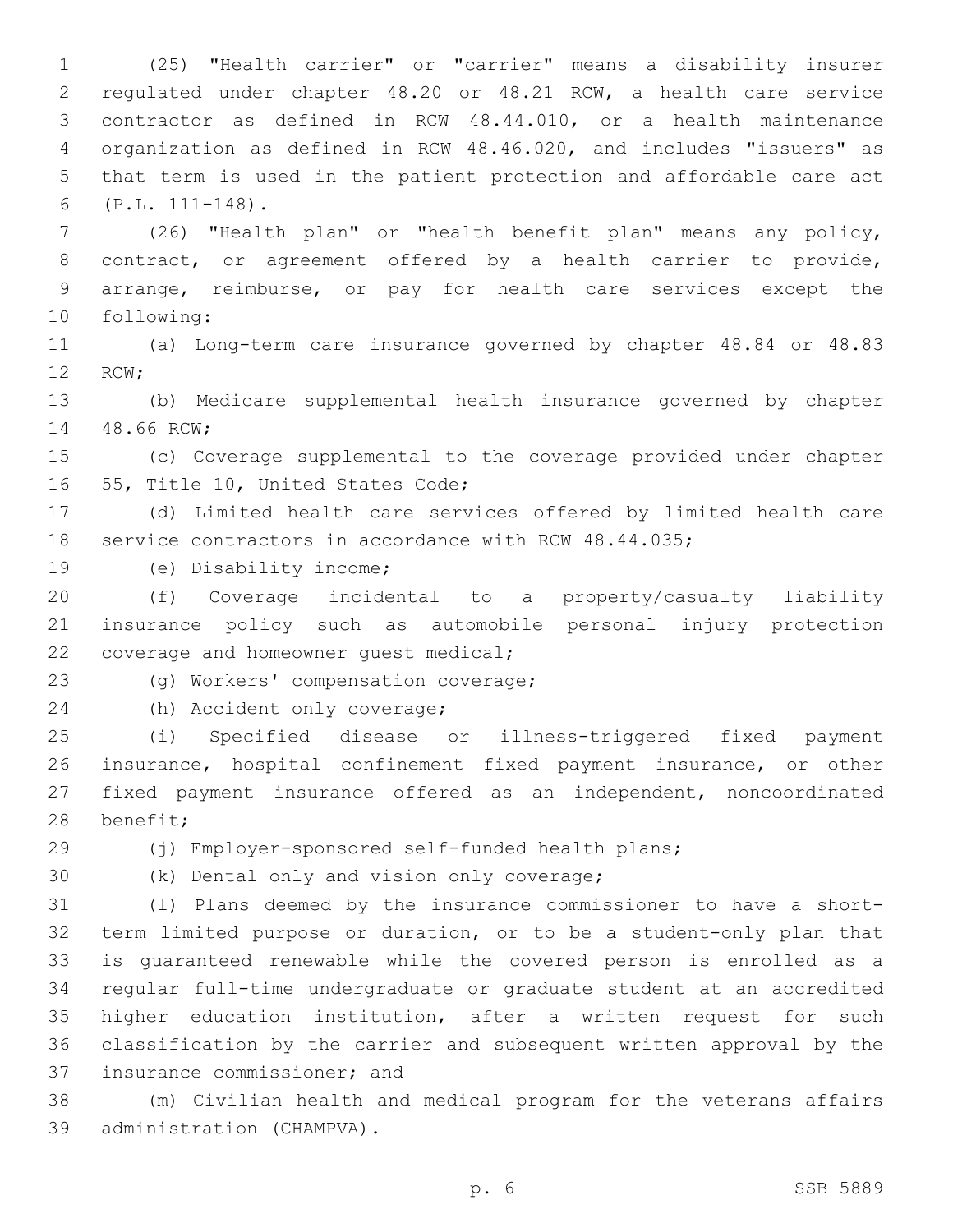(25) "Health carrier" or "carrier" means a disability insurer regulated under chapter 48.20 or 48.21 RCW, a health care service contractor as defined in RCW 48.44.010, or a health maintenance organization as defined in RCW 48.46.020, and includes "issuers" as that term is used in the patient protection and affordable care act (P.L. 111-148).

(26) "Health plan" or "health benefit plan" means any policy, contract, or agreement offered by a health carrier to provide, arrange, reimburse, or pay for health care services except the following:

(a) Long-term care insurance governed by chapter 48.84 or 48.83 RCW;

(b) Medicare supplemental health insurance governed by chapter 48.66 RCW;

(c) Coverage supplemental to the coverage provided under chapter 55, Title 10, United States Code;

(d) Limited health care services offered by limited health care service contractors in accordance with RCW 48.44.035;

(e) Disability income;

(f) Coverage incidental to a property/casualty liability insurance policy such as automobile personal injury protection coverage and homeowner guest medical;

(g) Workers' compensation coverage;

(h) Accident only coverage;

(i) Specified disease or illness-triggered fixed payment insurance, hospital confinement fixed payment insurance, or other fixed payment insurance offered as an independent, noncoordinated benefit;

(j) Employer-sponsored self-funded health plans;

(k) Dental only and vision only coverage;

(l) Plans deemed by the insurance commissioner to have a short-term limited purpose or duration, or to be a student-only plan that is guaranteed renewable while the covered person is enrolled as a regular full-time undergraduate or graduate student at an accredited higher education institution, after a written request for such classification by the carrier and subsequent written approval by the insurance commissioner; and

(m) Civilian health and medical program for the veterans affairs administration (CHAMPVA).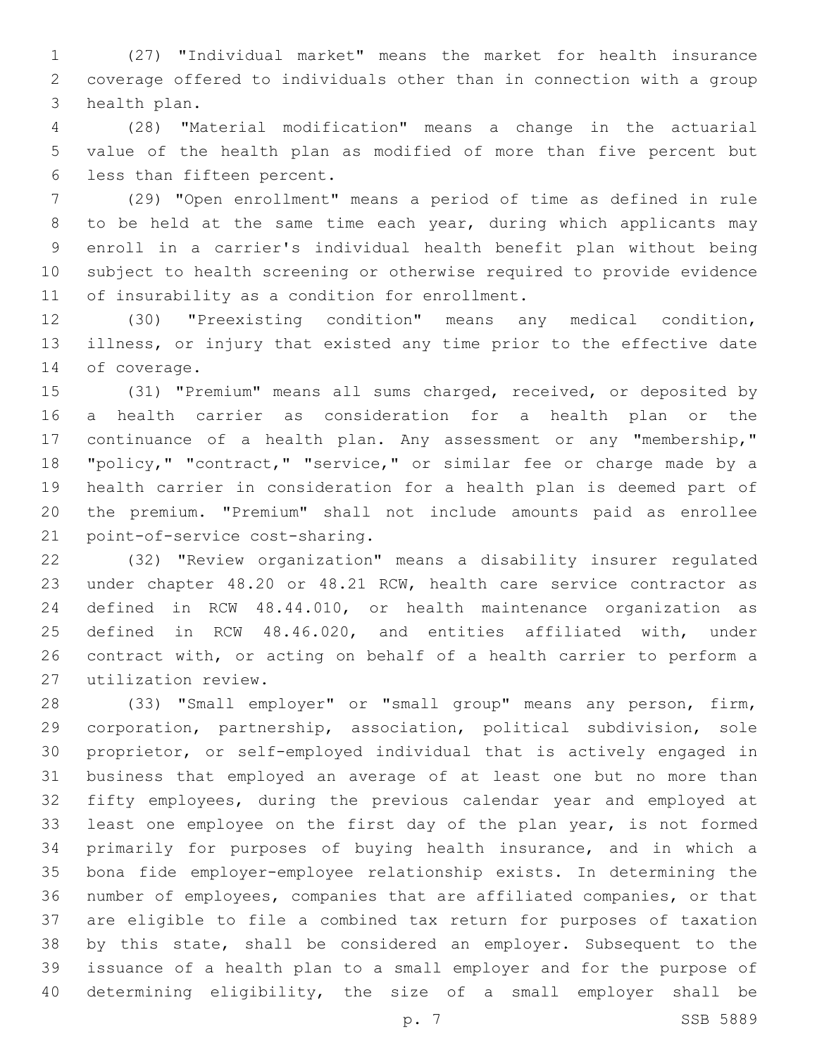(27) "Individual market" means the market for health insurance coverage offered to individuals other than in connection with a group health plan.

(28) "Material modification" means a change in the actuarial value of the health plan as modified of more than five percent but less than fifteen percent.

(29) "Open enrollment" means a period of time as defined in rule to be held at the same time each year, during which applicants may enroll in a carrier's individual health benefit plan without being subject to health screening or otherwise required to provide evidence of insurability as a condition for enrollment.

(30) "Preexisting condition" means any medical condition, illness, or injury that existed any time prior to the effective date of coverage.

(31) "Premium" means all sums charged, received, or deposited by a health carrier as consideration for a health plan or the continuance of a health plan. Any assessment or any "membership," "policy," "contract," "service," or similar fee or charge made by a health carrier in consideration for a health plan is deemed part of the premium. "Premium" shall not include amounts paid as enrollee point-of-service cost-sharing.

(32) "Review organization" means a disability insurer regulated under chapter 48.20 or 48.21 RCW, health care service contractor as defined in RCW 48.44.010, or health maintenance organization as defined in RCW 48.46.020, and entities affiliated with, under contract with, or acting on behalf of a health carrier to perform a utilization review.

(33) "Small employer" or "small group" means any person, firm, corporation, partnership, association, political subdivision, sole proprietor, or self-employed individual that is actively engaged in business that employed an average of at least one but no more than fifty employees, during the previous calendar year and employed at least one employee on the first day of the plan year, is not formed primarily for purposes of buying health insurance, and in which a bona fide employer-employee relationship exists. In determining the number of employees, companies that are affiliated companies, or that are eligible to file a combined tax return for purposes of taxation by this state, shall be considered an employer. Subsequent to the issuance of a health plan to a small employer and for the purpose of determining eligibility, the size of a small employer shall be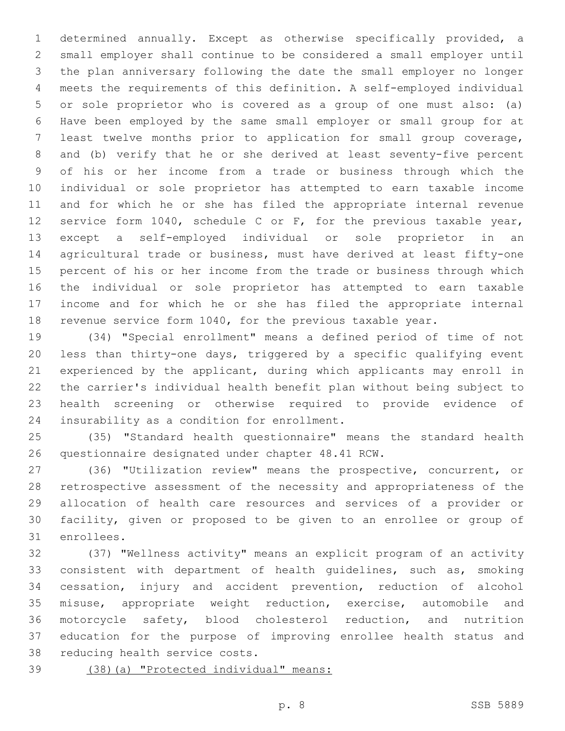determined annually. Except as otherwise specifically provided, a small employer shall continue to be considered a small employer until the plan anniversary following the date the small employer no longer meets the requirements of this definition. A self-employed individual or sole proprietor who is covered as a group of one must also: (a) Have been employed by the same small employer or small group for at least twelve months prior to application for small group coverage, and (b) verify that he or she derived at least seventy-five percent of his or her income from a trade or business through which the individual or sole proprietor has attempted to earn taxable income and for which he or she has filed the appropriate internal revenue service form 1040, schedule C or F, for the previous taxable year, except a self-employed individual or sole proprietor in an agricultural trade or business, must have derived at least fifty-one percent of his or her income from the trade or business through which the individual or sole proprietor has attempted to earn taxable income and for which he or she has filed the appropriate internal revenue service form 1040, for the previous taxable year.

(34) "Special enrollment" means a defined period of time of not less than thirty-one days, triggered by a specific qualifying event experienced by the applicant, during which applicants may enroll in the carrier's individual health benefit plan without being subject to health screening or otherwise required to provide evidence of insurability as a condition for enrollment.

(35) "Standard health questionnaire" means the standard health questionnaire designated under chapter 48.41 RCW.

(36) "Utilization review" means the prospective, concurrent, or retrospective assessment of the necessity and appropriateness of the allocation of health care resources and services of a provider or facility, given or proposed to be given to an enrollee or group of enrollees.

(37) "Wellness activity" means an explicit program of an activity consistent with department of health guidelines, such as, smoking cessation, injury and accident prevention, reduction of alcohol misuse, appropriate weight reduction, exercise, automobile and motorcycle safety, blood cholesterol reduction, and nutrition education for the purpose of improving enrollee health status and reducing health service costs.

<u>(38)(a) "Protected individual" means:</u>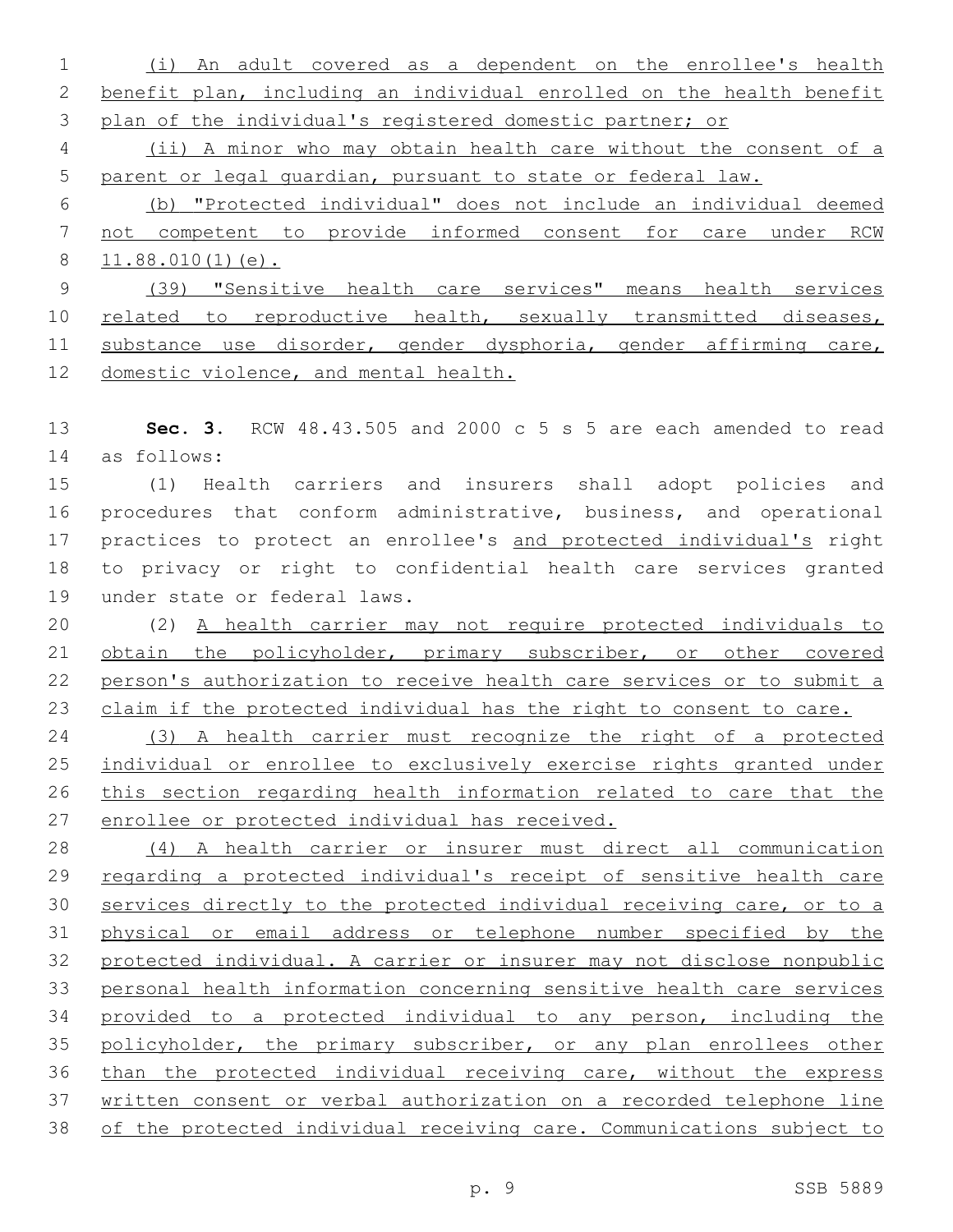(i) An adult covered as a dependent on the enrollee's health benefit plan, including an individual enrolled on the health benefit plan of the individual's registered domestic partner; or

(ii) A minor who may obtain health care without the consent of a parent or legal guardian, pursuant to state or federal law.

(b) "Protected individual" does not include an individual deemed not competent to provide informed consent for care under RCW 11.88.010(1)(e).

(39) "Sensitive health care services" means health services related to reproductive health, sexually transmitted diseases, substance use disorder, gender dysphoria, gender affirming care, domestic violence, and mental health.

**Sec. 3.** RCW 48.43.505 and 2000 c 5 s 5 are each amended to read as follows:

(1) Health carriers and insurers shall adopt policies and procedures that conform administrative, business, and operational practices to protect an enrollee's and protected individual's right to privacy or right to confidential health care services granted under state or federal laws.

(2) A health carrier may not require protected individuals to obtain the policyholder, primary subscriber, or other covered person's authorization to receive health care services or to submit a claim if the protected individual has the right to consent to care.

(3) A health carrier must recognize the right of a protected individual or enrollee to exclusively exercise rights granted under this section regarding health information related to care that the enrollee or protected individual has received.

(4) A health carrier or insurer must direct all communication regarding a protected individual's receipt of sensitive health care services directly to the protected individual receiving care, or to a physical or email address or telephone number specified by the protected individual. A carrier or insurer may not disclose nonpublic personal health information concerning sensitive health care services provided to a protected individual to any person, including the policyholder, the primary subscriber, or any plan enrollees other than the protected individual receiving care, without the express written consent or verbal authorization on a recorded telephone line of the protected individual receiving care. Communications subject to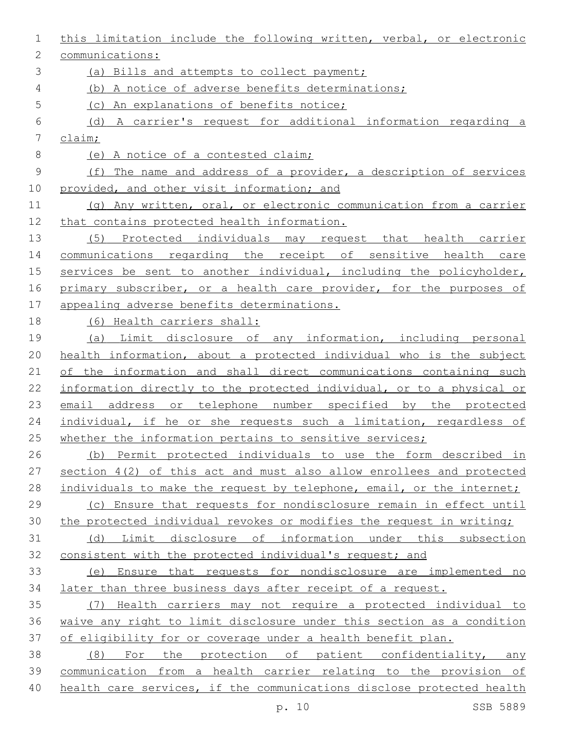this limitation include the following written, verbal, or electronic communications:

(a) Bills and attempts to collect payment;

(b) A notice of adverse benefits determinations;

(c) An explanations of benefits notice;

(d) A carrier's request for additional information regarding a claim;

(e) A notice of a contested claim;

(f) The name and address of a provider, a description of services provided, and other visit information; and

(g) Any written, oral, or electronic communication from a carrier that contains protected health information.

(5) Protected individuals may request that health carrier communications regarding the receipt of sensitive health care services be sent to another individual, including the policyholder, primary subscriber, or a health care provider, for the purposes of appealing adverse benefits determinations.

(6) Health carriers shall:

(a) Limit disclosure of any information, including personal health information, about a protected individual who is the subject of the information and shall direct communications containing such information directly to the protected individual, or to a physical or email address or telephone number specified by the protected individual, if he or she requests such a limitation, regardless of whether the information pertains to sensitive services;

(b) Permit protected individuals to use the form described in section 4(2) of this act and must also allow enrollees and protected individuals to make the request by telephone, email, or the internet;

(c) Ensure that requests for nondisclosure remain in effect until the protected individual revokes or modifies the request in writing;

(d) Limit disclosure of information under this subsection consistent with the protected individual's request; and

(e) Ensure that requests for nondisclosure are implemented no later than three business days after receipt of a request.

(7) Health carriers may not require a protected individual to waive any right to limit disclosure under this section as a condition of eligibility for or coverage under a health benefit plan.

(8) For the protection of patient confidentiality, any communication from a health carrier relating to the provision of health care services, if the communications disclose protected health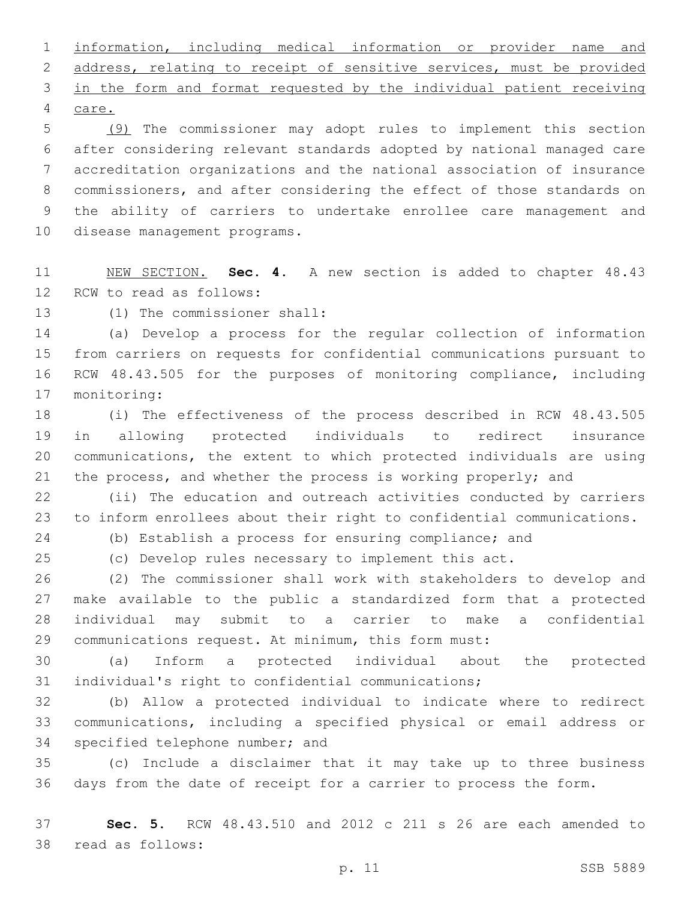information, including medical information or provider name and address, relating to receipt of sensitive services, must be provided in the form and format requested by the individual patient receiving care.

(9) The commissioner may adopt rules to implement this section after considering relevant standards adopted by national managed care accreditation organizations and the national association of insurance commissioners, and after considering the effect of those standards on the ability of carriers to undertake enrollee care management and disease management programs.

NEW SECTION. **Sec. 4.** A new section is added to chapter 48.43 RCW to read as follows:

(1) The commissioner shall:

(a) Develop a process for the regular collection of information from carriers on requests for confidential communications pursuant to RCW 48.43.505 for the purposes of monitoring compliance, including monitoring:

(i) The effectiveness of the process described in RCW 48.43.505 in allowing protected individuals to redirect insurance communications, the extent to which protected individuals are using the process, and whether the process is working properly; and

(ii) The education and outreach activities conducted by carriers to inform enrollees about their right to confidential communications.

(b) Establish a process for ensuring compliance; and

(c) Develop rules necessary to implement this act.

(2) The commissioner shall work with stakeholders to develop and make available to the public a standardized form that a protected individual may submit to a carrier to make a confidential communications request. At minimum, this form must:

(a) Inform a protected individual about the protected individual's right to confidential communications;

(b) Allow a protected individual to indicate where to redirect communications, including a specified physical or email address or specified telephone number; and

(c) Include a disclaimer that it may take up to three business days from the date of receipt for a carrier to process the form.

**Sec. 5.** RCW 48.43.510 and 2012 c 211 s 26 are each amended to read as follows: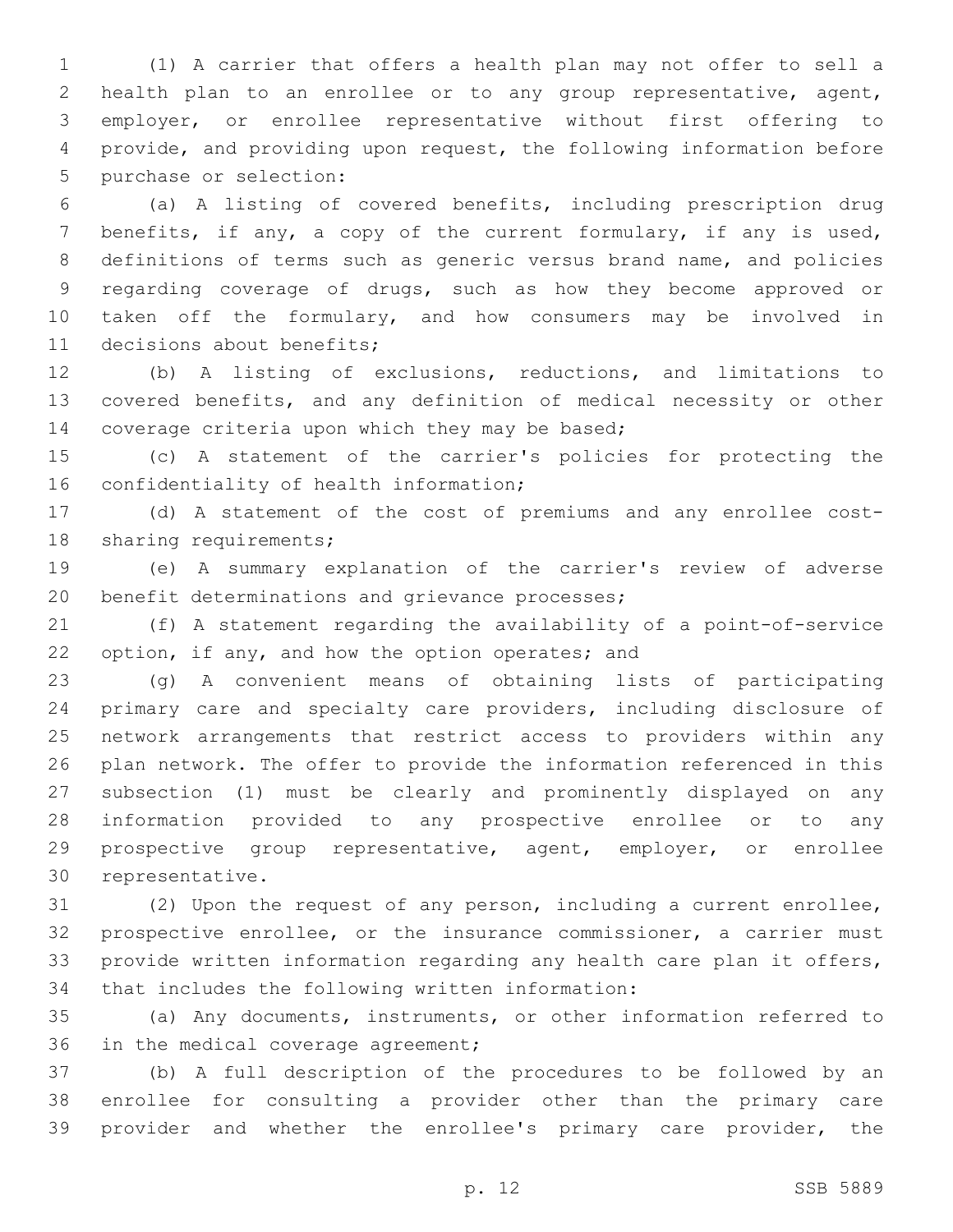(1) A carrier that offers a health plan may not offer to sell a health plan to an enrollee or to any group representative, agent, employer, or enrollee representative without first offering to provide, and providing upon request, the following information before purchase or selection:

(a) A listing of covered benefits, including prescription drug benefits, if any, a copy of the current formulary, if any is used, definitions of terms such as generic versus brand name, and policies regarding coverage of drugs, such as how they become approved or taken off the formulary, and how consumers may be involved in decisions about benefits;

(b) A listing of exclusions, reductions, and limitations to covered benefits, and any definition of medical necessity or other coverage criteria upon which they may be based;

(c) A statement of the carrier's policies for protecting the confidentiality of health information;

(d) A statement of the cost of premiums and any enrollee cost-sharing requirements;

(e) A summary explanation of the carrier's review of adverse benefit determinations and grievance processes;

(f) A statement regarding the availability of a point-of-service option, if any, and how the option operates; and

(g) A convenient means of obtaining lists of participating primary care and specialty care providers, including disclosure of network arrangements that restrict access to providers within any plan network. The offer to provide the information referenced in this subsection (1) must be clearly and prominently displayed on any information provided to any prospective enrollee or to any prospective group representative, agent, employer, or enrollee representative.

(2) Upon the request of any person, including a current enrollee, prospective enrollee, or the insurance commissioner, a carrier must provide written information regarding any health care plan it offers, that includes the following written information:

(a) Any documents, instruments, or other information referred to in the medical coverage agreement;

(b) A full description of the procedures to be followed by an enrollee for consulting a provider other than the primary care provider and whether the enrollee's primary care provider, the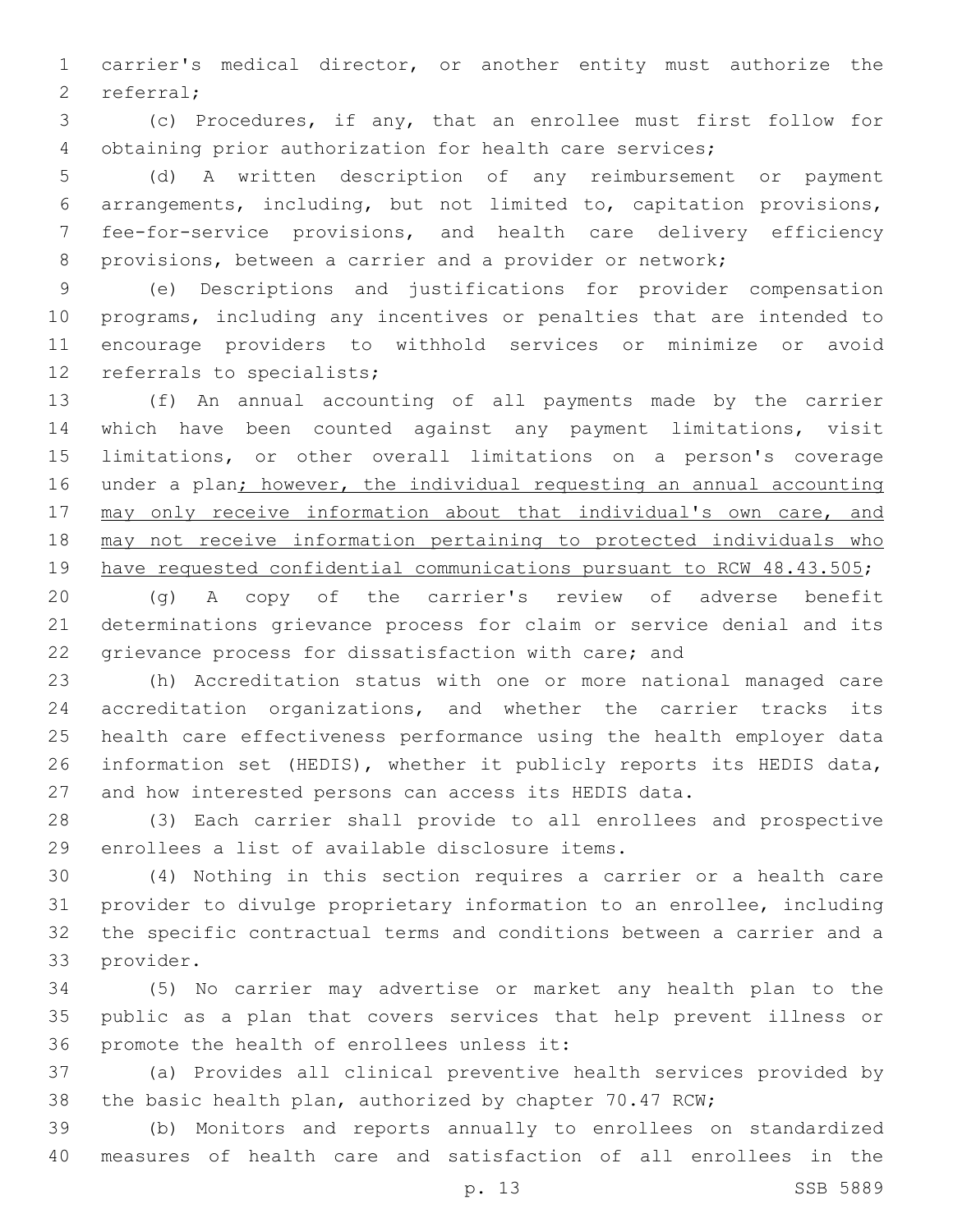carrier's medical director, or another entity must authorize the referral;

(c) Procedures, if any, that an enrollee must first follow for obtaining prior authorization for health care services;

(d) A written description of any reimbursement or payment arrangements, including, but not limited to, capitation provisions, fee-for-service provisions, and health care delivery efficiency provisions, between a carrier and a provider or network;

(e) Descriptions and justifications for provider compensation programs, including any incentives or penalties that are intended to encourage providers to withhold services or minimize or avoid referrals to specialists;

(f) An annual accounting of all payments made by the carrier which have been counted against any payment limitations, visit limitations, or other overall limitations on a person's coverage under a plan<u>; however, the individual requesting an annual accounting may only receive information about that individual's own care, and may not receive information pertaining to protected individuals who have requested confidential communications pursuant to RCW 48.43.505</u>;

(g) A copy of the carrier's review of adverse benefit determinations grievance process for claim or service denial and its grievance process for dissatisfaction with care; and

(h) Accreditation status with one or more national managed care accreditation organizations, and whether the carrier tracks its health care effectiveness performance using the health employer data information set (HEDIS), whether it publicly reports its HEDIS data, and how interested persons can access its HEDIS data.

(3) Each carrier shall provide to all enrollees and prospective enrollees a list of available disclosure items.

(4) Nothing in this section requires a carrier or a health care provider to divulge proprietary information to an enrollee, including the specific contractual terms and conditions between a carrier and a provider.

(5) No carrier may advertise or market any health plan to the public as a plan that covers services that help prevent illness or promote the health of enrollees unless it:

(a) Provides all clinical preventive health services provided by the basic health plan, authorized by chapter 70.47 RCW;

(b) Monitors and reports annually to enrollees on standardized measures of health care and satisfaction of all enrollees in the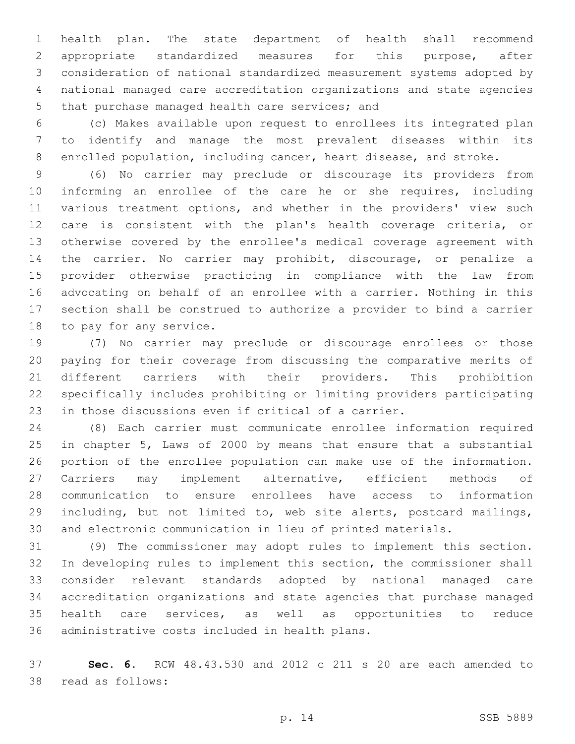health plan. The state department of health shall recommend appropriate standardized measures for this purpose, after consideration of national standardized measurement systems adopted by national managed care accreditation organizations and state agencies that purchase managed health care services; and

(c) Makes available upon request to enrollees its integrated plan to identify and manage the most prevalent diseases within its enrolled population, including cancer, heart disease, and stroke.

(6) No carrier may preclude or discourage its providers from informing an enrollee of the care he or she requires, including various treatment options, and whether in the providers' view such care is consistent with the plan's health coverage criteria, or otherwise covered by the enrollee's medical coverage agreement with the carrier. No carrier may prohibit, discourage, or penalize a provider otherwise practicing in compliance with the law from advocating on behalf of an enrollee with a carrier. Nothing in this section shall be construed to authorize a provider to bind a carrier to pay for any service.

(7) No carrier may preclude or discourage enrollees or those paying for their coverage from discussing the comparative merits of different carriers with their providers. This prohibition specifically includes prohibiting or limiting providers participating in those discussions even if critical of a carrier.

(8) Each carrier must communicate enrollee information required in chapter 5, Laws of 2000 by means that ensure that a substantial portion of the enrollee population can make use of the information. Carriers may implement alternative, efficient methods of communication to ensure enrollees have access to information including, but not limited to, web site alerts, postcard mailings, and electronic communication in lieu of printed materials.

(9) The commissioner may adopt rules to implement this section. In developing rules to implement this section, the commissioner shall consider relevant standards adopted by national managed care accreditation organizations and state agencies that purchase managed health care services, as well as opportunities to reduce administrative costs included in health plans.

**Sec. 6.** RCW 48.43.530 and 2012 c 211 s 20 are each amended to read as follows: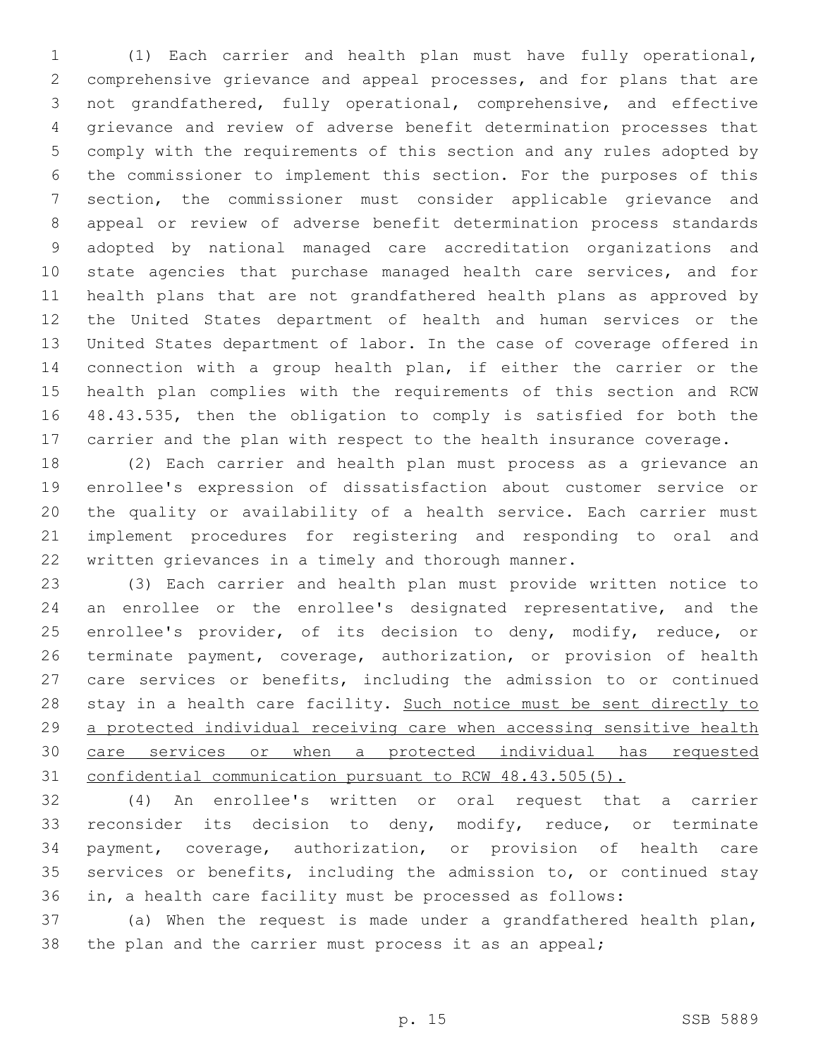(1) Each carrier and health plan must have fully operational, comprehensive grievance and appeal processes, and for plans that are not grandfathered, fully operational, comprehensive, and effective grievance and review of adverse benefit determination processes that comply with the requirements of this section and any rules adopted by the commissioner to implement this section. For the purposes of this section, the commissioner must consider applicable grievance and appeal or review of adverse benefit determination process standards adopted by national managed care accreditation organizations and state agencies that purchase managed health care services, and for health plans that are not grandfathered health plans as approved by the United States department of health and human services or the United States department of labor. In the case of coverage offered in connection with a group health plan, if either the carrier or the health plan complies with the requirements of this section and RCW 48.43.535, then the obligation to comply is satisfied for both the carrier and the plan with respect to the health insurance coverage.

(2) Each carrier and health plan must process as a grievance an enrollee's expression of dissatisfaction about customer service or the quality or availability of a health service. Each carrier must implement procedures for registering and responding to oral and written grievances in a timely and thorough manner.

(3) Each carrier and health plan must provide written notice to an enrollee or the enrollee's designated representative, and the enrollee's provider, of its decision to deny, modify, reduce, or terminate payment, coverage, authorization, or provision of health care services or benefits, including the admission to or continued stay in a health care facility. <u>Such notice must be sent directly to a protected individual receiving care when accessing sensitive health care services or when a protected individual has requested confidential communication pursuant to RCW 48.43.505(5).</u>

(4) An enrollee's written or oral request that a carrier reconsider its decision to deny, modify, reduce, or terminate payment, coverage, authorization, or provision of health care services or benefits, including the admission to, or continued stay in, a health care facility must be processed as follows:

(a) When the request is made under a grandfathered health plan, the plan and the carrier must process it as an appeal;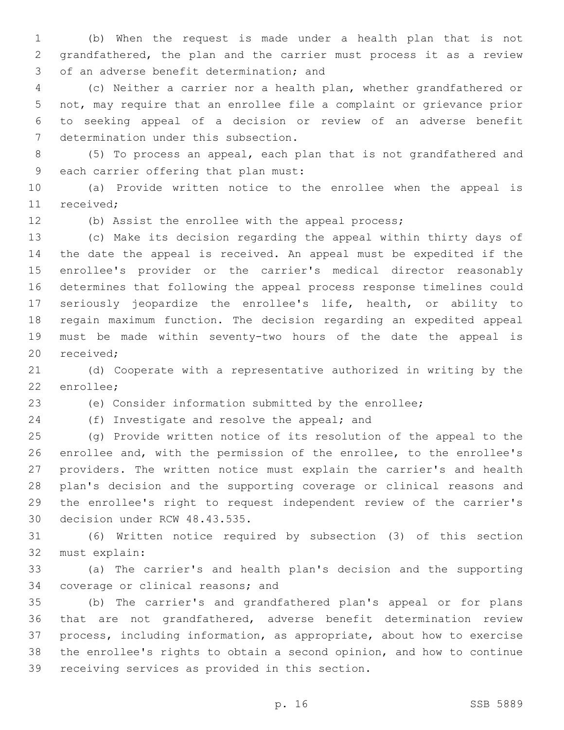(b) When the request is made under a health plan that is not grandfathered, the plan and the carrier must process it as a review of an adverse benefit determination; and

(c) Neither a carrier nor a health plan, whether grandfathered or not, may require that an enrollee file a complaint or grievance prior to seeking appeal of a decision or review of an adverse benefit determination under this subsection.

(5) To process an appeal, each plan that is not grandfathered and each carrier offering that plan must:

(a) Provide written notice to the enrollee when the appeal is received;

(b) Assist the enrollee with the appeal process;

(c) Make its decision regarding the appeal within thirty days of the date the appeal is received. An appeal must be expedited if the enrollee's provider or the carrier's medical director reasonably determines that following the appeal process response timelines could seriously jeopardize the enrollee's life, health, or ability to regain maximum function. The decision regarding an expedited appeal must be made within seventy-two hours of the date the appeal is received;

(d) Cooperate with a representative authorized in writing by the enrollee;

(e) Consider information submitted by the enrollee;

(f) Investigate and resolve the appeal; and

(g) Provide written notice of its resolution of the appeal to the enrollee and, with the permission of the enrollee, to the enrollee's providers. The written notice must explain the carrier's and health plan's decision and the supporting coverage or clinical reasons and the enrollee's right to request independent review of the carrier's decision under RCW 48.43.535.

(6) Written notice required by subsection (3) of this section must explain:

(a) The carrier's and health plan's decision and the supporting coverage or clinical reasons; and

(b) The carrier's and grandfathered plan's appeal or for plans that are not grandfathered, adverse benefit determination review process, including information, as appropriate, about how to exercise the enrollee's rights to obtain a second opinion, and how to continue receiving services as provided in this section.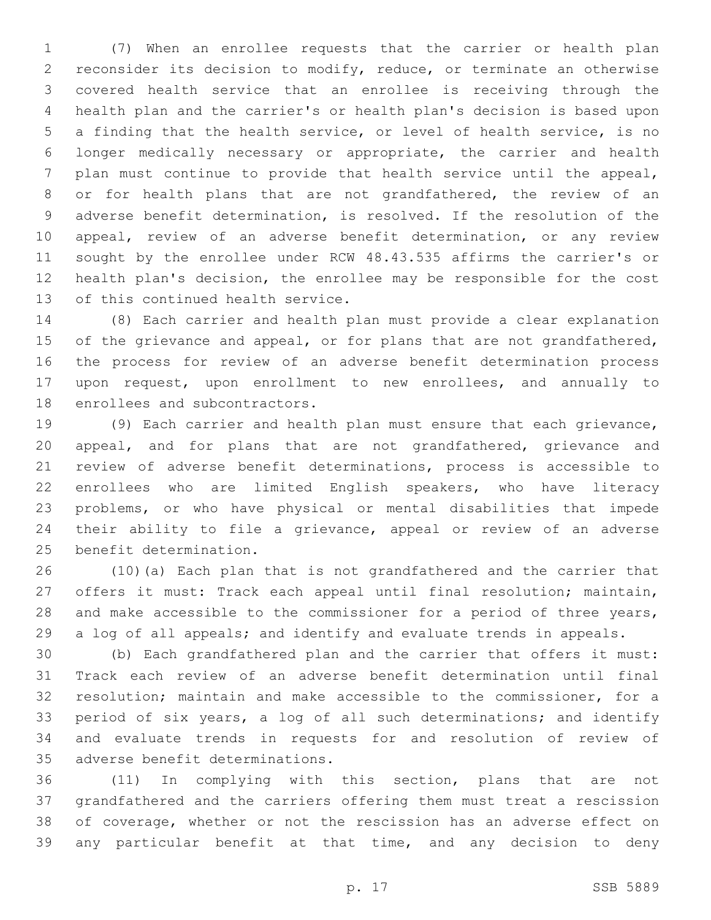(7) When an enrollee requests that the carrier or health plan reconsider its decision to modify, reduce, or terminate an otherwise covered health service that an enrollee is receiving through the health plan and the carrier's or health plan's decision is based upon a finding that the health service, or level of health service, is no longer medically necessary or appropriate, the carrier and health plan must continue to provide that health service until the appeal, or for health plans that are not grandfathered, the review of an adverse benefit determination, is resolved. If the resolution of the appeal, review of an adverse benefit determination, or any review sought by the enrollee under RCW 48.43.535 affirms the carrier's or health plan's decision, the enrollee may be responsible for the cost of this continued health service.

(8) Each carrier and health plan must provide a clear explanation of the grievance and appeal, or for plans that are not grandfathered, the process for review of an adverse benefit determination process upon request, upon enrollment to new enrollees, and annually to enrollees and subcontractors.

(9) Each carrier and health plan must ensure that each grievance, appeal, and for plans that are not grandfathered, grievance and review of adverse benefit determinations, process is accessible to enrollees who are limited English speakers, who have literacy problems, or who have physical or mental disabilities that impede their ability to file a grievance, appeal or review of an adverse benefit determination.

(10)(a) Each plan that is not grandfathered and the carrier that offers it must: Track each appeal until final resolution; maintain, and make accessible to the commissioner for a period of three years, a log of all appeals; and identify and evaluate trends in appeals.

(b) Each grandfathered plan and the carrier that offers it must: Track each review of an adverse benefit determination until final resolution; maintain and make accessible to the commissioner, for a period of six years, a log of all such determinations; and identify and evaluate trends in requests for and resolution of review of adverse benefit determinations.

(11) In complying with this section, plans that are not grandfathered and the carriers offering them must treat a rescission of coverage, whether or not the rescission has an adverse effect on any particular benefit at that time, and any decision to deny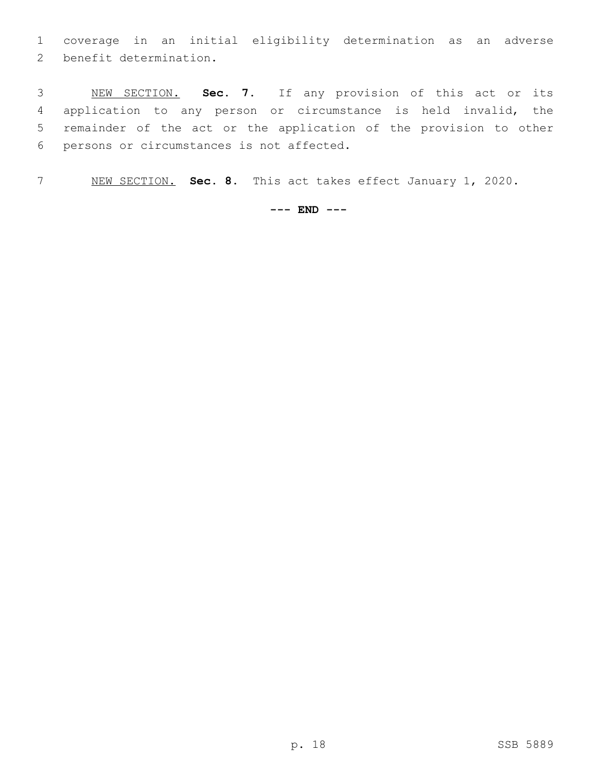coverage in an initial eligibility determination as an adverse benefit determination.

NEW SECTION. **Sec. 7.** If any provision of this act or its application to any person or circumstance is held invalid, the remainder of the act or the application of the provision to other persons or circumstances is not affected.

NEW SECTION. **Sec. 8.** This act takes effect January 1, 2020.

**--- END ---**